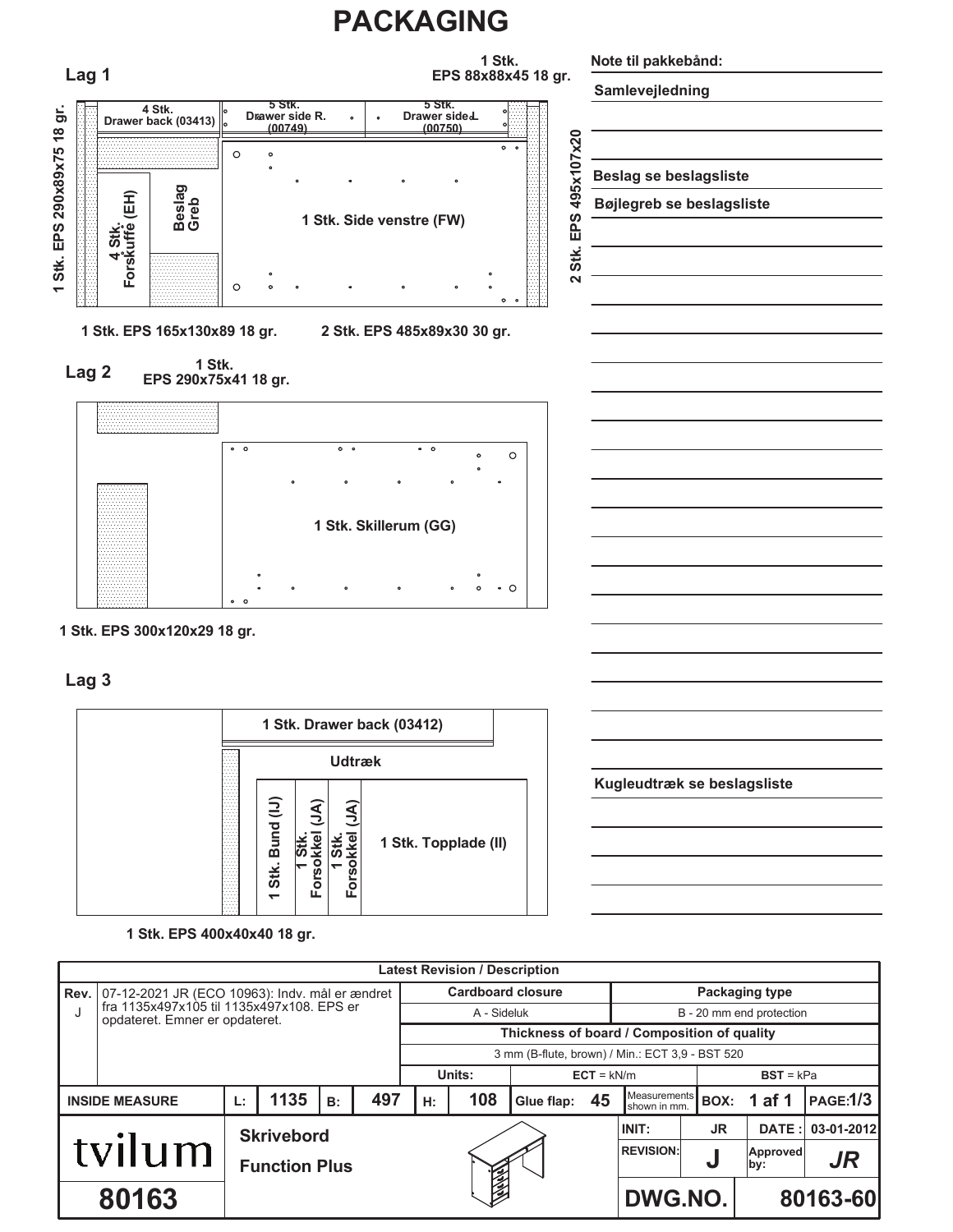# PACKAGING

## Lag 1

1 Stk. EPS 88x88x45 18 gr.

1 Stk. EPS 290x89x75 18 gr.

4 Stk. Drawer back (03413)

5 Stk. Drawer side R. (00749)

5 Stk. Drawer side L (00750)

4 Stk. Forskuffe (EH)

Beslag Greb

1 Stk. Side venstre (FW)

2 Stk. EPS 495x107x20

1 Stk. EPS 165x130x89 18 gr.

2 Stk. EPS 485x89x30 30 gr.

## Lag 2

1 Stk. EPS 290x75x41 18 gr.

1 Stk. Skillerum (GG)

1 Stk. EPS 300x120x29 18 gr.

## Lag 3

1 Stk. Drawer back (03412)

Udtræk

1 Stk. Bund (IJ)

1 Stk. Forsokkel (JA)

1 Stk. Forsokkel (JA)

1 Stk. Topplade (II)

1 Stk. EPS 400x40x40 18 gr.

**Note til pakkebånd:**

**Samlevejledning**

**Beslag se beslagsliste**

**Bøjlegreb se beslagsliste**

**Kugleudtræk se beslagsliste**

| Rev. | Latest Revision / Description | | | | | | | | | | | |
|---|---|---|---|---|---|---|---|---|---|---|---|---|
| J | 07-12-2021 JR (ECO 10963): Indv. mål er ændret fra 1135x497x105 til 1135x497x108. EPS er opdateret. Emner er opdateret. | | | | | | | | | | | |
| | | | | | Cardboard closure | | | | Packaging type | | | |
| | | | | | A - Sideluk | | | | B - 20 mm end protection | | | |
| | | | | | Thickness of board / Composition of quality | | | | | | | |
| | | | | | 3 mm (B-flute, brown) / Min.: ECT 3,9 - BST 520 | | | | | | | |
| | | | | | Units: | | ECT = kN/m | | | BST = kPa | | |
| INSIDE MEASURE | L: | 1135 | B: | 497 | H: | 108 | Glue flap: | 45 | Measurements shown in mm. | BOX: | 1 af 1 | PAGE:1/3 |

| tvilum | Skrivebord Function Plus | INIT: | JR | DATE : | 03-01-2012 |
|---|---|---|---|---|---|
| | | REVISION: | J | Approved by: | JR |
| 80163 | | DWG.NO. | | | 80163-60 |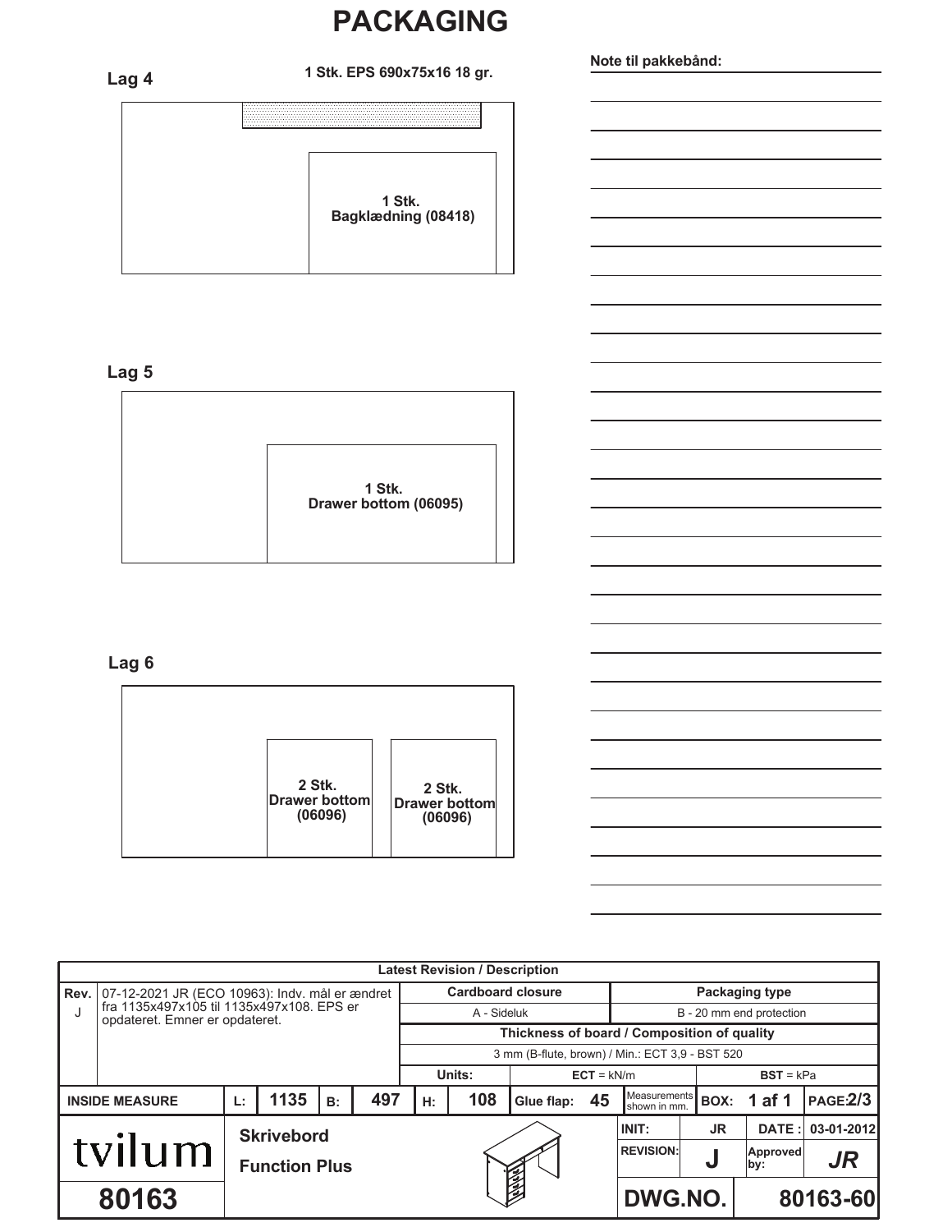# PACKAGING

**Lag 4**

**1 Stk. EPS 690x75x16 18 gr.**

**1 Stk. Bagklædning (08418)**

**Lag 5**

**1 Stk. Drawer bottom (06095)**

**Lag 6**

**2 Stk. Drawer bottom (06096)**

**2 Stk. Drawer bottom (06096)**

**Note til pakkebånd:**

| Rev. | Latest Revision / Description | | | | | | | | | | | |
|---|---|---|---|---|---|---|---|---|---|---|---|---|
| J | 07-12-2021 JR (ECO 10963): Indv. mål er ændret fra 1135x497x105 til 1135x497x108. EPS er opdateret. Emner er opdateret. | | | | | | | | | | | |

| Cardboard closure | Packaging type |
|---|---|
| A - Sideluk | B - 20 mm end protection |

| Thickness of board / Composition of quality | | |
|---|---|---|
| 3 mm (B-flute, brown) / Min.: ECT 3,9 - BST 520 | | |
| Units: | ECT = kN/m | BST = kPa |

| INSIDE MEASURE | L: | 1135 | B: | 497 | H: | 108 | Glue flap: | 45 | Measurements shown in mm. | BOX: | 1 af 1 | PAGE: 2/3 |
|---|---|---|---|---|---|---|---|---|---|---|---|---|

| tvilum | Skrivebord Function Plus | INIT: | JR | DATE : | 03-01-2012 |
|---|---|---|---|---|---|
| | | REVISION: | J | Approved by: | JR |
| 80163 | | DWG.NO. | | 80163-60 | |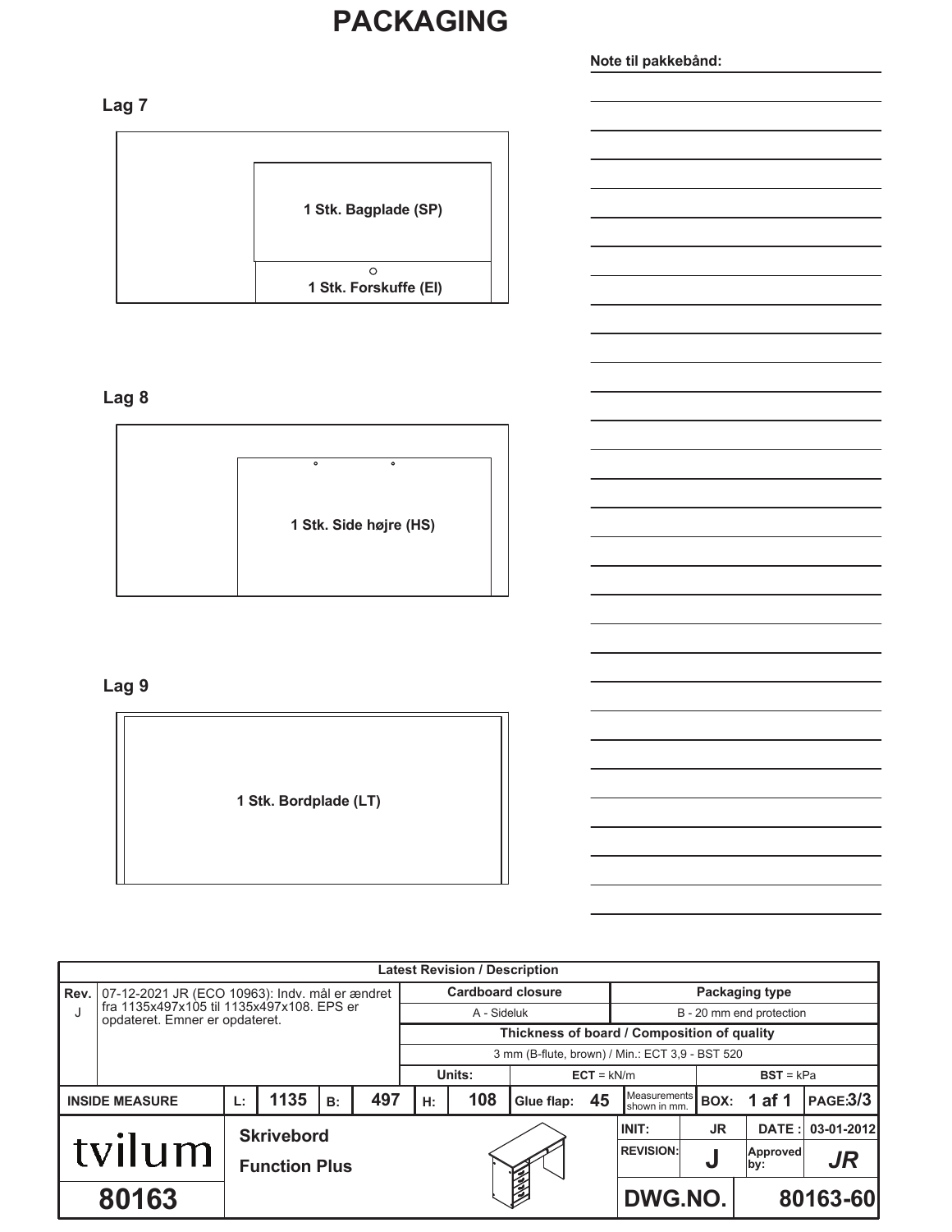# PACKAGING

**Note til pakkebånd:**

## Lag 7

1 Stk. Bagplade (SP)

1 Stk. Forskuffe (EI)

## Lag 8

1 Stk. Side højre (HS)

## Lag 9

1 Stk. Bordplade (LT)

| | | | | | | | | | | | | |
|---|---|---|---|---|---|---|---|---|---|---|---|---|
| **Latest Revision / Description** | | | | | | | | | | | | |
| **Rev.** J | 07-12-2021 JR (ECO 10963): Indv. mål er ændret fra 1135x497x105 til 1135x497x108. EPS er opdateret. Emner er opdateret. | | | | | | **Cardboard closure**: A - Sideluk | | | **Packaging type**: B - 20 mm end protection | | |
| | | | | | | | **Thickness of board / Composition of quality**: 3 mm (B-flute, brown) / Min.: ECT 3,9 - BST 520 | | | | | |
| | | | | | | | **Units:** | | **ECT** = kN/m | | **BST** = kPa | |
| **INSIDE MEASURE** | **L:** | **1135** | **B:** | **497** | **H:** | **108** | **Glue flap:** | **45** | Measurements shown in mm. | **BOX:** **1 af 1** | | **PAGE:3/3** |
| tvilum | **Skrivebord** **Function Plus** | | | | | | | | **INIT:** | **JR** | **DATE :** | **03-01-2012** |
| | | | | | | | | | **REVISION:** | **J** | **Approved by:** | ***JR*** |
| **80163** | | | | | | | | | **DWG.NO.** | | **80163-60** | |